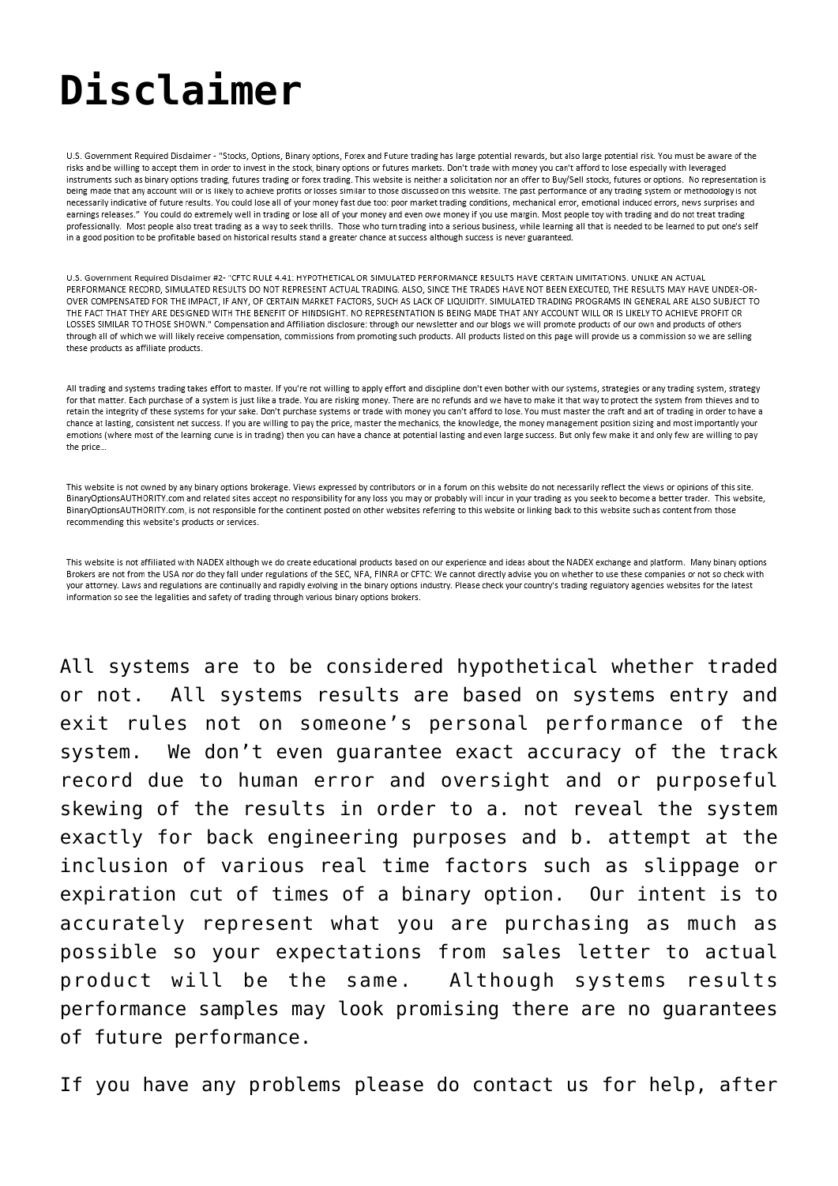# Disclaimer

U.S. Government Required Disclaimer - "Stocks, Options, Binary options, Forex and Future trading has large potential rewards, but also large potential risk. You must be aware of the risks and be willing to accept them in order to invest in the stock, binary options or futures markets. Don't trade with money you can't afford to lose especially with leveraged instruments such as binary options trading, futures trading or forex trading. This website is neither a solicitation nor an offer to Buy/Sell stocks, futures or options. No representation is being made that any account will or is likely to achieve profits or losses similar to those discussed on this website. The past performance of any trading system or methodology is not necessarily indicative of future results. You could lose all of your money fast due too: poor market trading conditions, mechanical error, emotional induced errors, news surprises and earnings releases." You could do extremely well in trading or lose all of your money and even owe money if you use margin. Most people toy with trading and do not treat trading professionally. Most people also treat trading as a way to seek thrills. Those who turn trading into a serious business, while learning all that is needed to be learned to put one's self in a good position to be profitable based on historical results stand a greater chance at success although success is never guaranteed.

U.S. Government Required Disclaimer #2- "CFTC RULE 4.41: HYPOTHETICAL OR SIMULATED PERFORMANCE RESULTS HAVE CERTAIN LIMITATIONS. UNLIKE AN ACTUAL PERFORMANCE RECORD, SIMULATED RESULTS DO NOT REPRESENT ACTUAL TRADING. ALSO, SINCE THE TRADES HAVE NOT BEEN EXECUTED, THE RESULTS MAY HAVE UNDER-OR-OVER COMPENSATED FOR THE IMPACT, IF ANY, OF CERTAIN MARKET FACTORS, SUCH AS LACK OF LIQUIDITY. SIMULATED TRADING PROGRAMS IN GENERAL ARE ALSO SUBJECT TO THE FACT THAT THEY ARE DESIGNED WITH THE BENEFIT OF HINDSIGHT. NO REPRESENTATION IS BEING MADE THAT ANY ACCOUNT WILL OR IS LIKELY TO ACHIEVE PROFIT OR LOSSES SIMILAR TO THOSE SHOWN." Compensation and Affiliation disclosure: through our newsletter and our blogs we will promote products of our own and products of others through all of which we will likely receive compensation, commissions from promoting such products. All products listed on this page will provide us a commission so we are selling these products as affiliate products.

All trading and systems trading takes effort to master. If you're not willing to apply effort and discipline don't even bother with our systems, strategies or any trading system, strategy for that matter. Each purchase of a system is just like a trade. You are risking money. There are no refunds and we have to make it that way to protect the system from thieves and to retain the integrity of these systems for your sake. Don't purchase systems or trade with money you can't afford to lose. You must master the craft and art of trading in order to have a chance at lasting, consistent net success. If you are willing to pay the price, master the mechanics, the knowledge, the money management position sizing and most importantly your emotions (where most of the learning curve is in trading) then you can have a chance at potential lasting and even large success. But only few make it and only few are willing to pay the price...

This website is not owned by any binary options brokerage. Views expressed by contributors or in a forum on this website do not necessarily reflect the views or opinions of this site. BinaryOptionsAUTHORITY.com and related sites accept no responsibility for any loss you may or probably will incur in your trading as you seek to become a better trader. This website, BinaryOptionsAUTHORITY.com, is not responsible for the continent posted on other websites referring to this website or linking back to this website such as content from those recommending this website's products or services.

This website is not affiliated with NADEX although we do create educational products based on our experience and ideas about the NADEX exchange and platform. Many binary options Brokers are not from the USA nor do they fall under regulations of the SEC, NFA, FINRA or CFTC: We cannot directly advise you on whether to use these companies or not so check with your attorney. Laws and regulations are continually and rapidly evolving in the binary options industry. Please check your country's trading regulatory agencies websites for the latest information so see the legalities and safety of trading through various binary options brokers.

All systems are to be considered hypothetical whether traded or not. All systems results are based on systems entry and exit rules not on someone's personal performance of the system. We don't even guarantee exact accuracy of the track record due to human error and oversight and or purposeful skewing of the results in order to a. not reveal the system exactly for back engineering purposes and b. attempt at the inclusion of various real time factors such as slippage or expiration cut of times of a binary option. Our intent is to accurately represent what you are purchasing as much as possible so your expectations from sales letter to actual product will be the same. Although systems results performance samples may look promising there are no guarantees of future performance.

If you have any problems please do contact us for help, after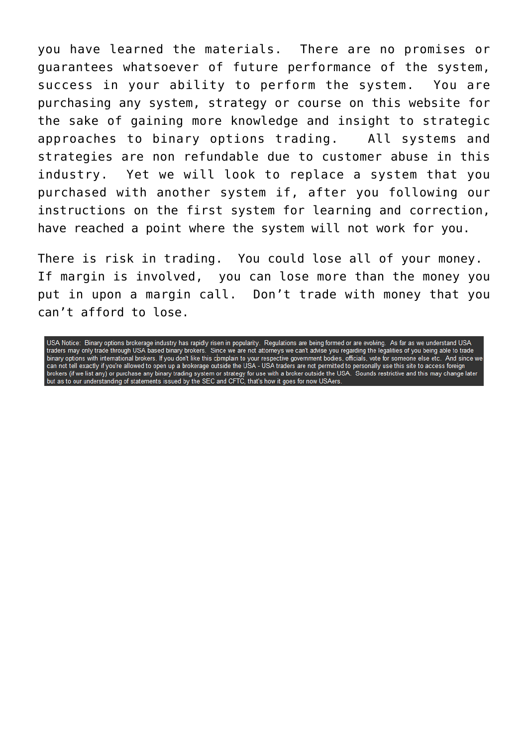you have learned the materials. There are no promises or guarantees whatsoever of future performance of the system, success in your ability to perform the system. You are purchasing any system, strategy or course on this website for the sake of gaining more knowledge and insight to strategic approaches to binary options trading. All systems and strategies are non refundable due to customer abuse in this industry. Yet we will look to replace a system that you purchased with another system if, after you following our instructions on the first system for learning and correction, have reached a point where the system will not work for you.

There is risk in trading. You could lose all of your money. If margin is involved, you can lose more than the money you put in upon a margin call. Don't trade with money that you can't afford to lose.

USA Notice: Binary options brokerage industry has rapidly risen in popularity. Regulations are being formed or are evolving. As far as we understand USA traders may only trade through USA based binary brokers. Since we are not attorneys we can't advise you regarding the legalities of you being able to trade binary options with international brokers. If you don't like this complain to your respective government bodies, officials, vote for someone else etc. And since we can not tell exactly if you're allowed to open up a brokerage outside the USA - USA traders are not permitted to personally use this site to access foreign brokers (if we list any) or purchase any binary trading system or strategy for use with a broker outside the USA. Sounds restrictive and this may change later but as to our understanding of statements issued by the SEC and CFTC, that's how it goes for now USAers.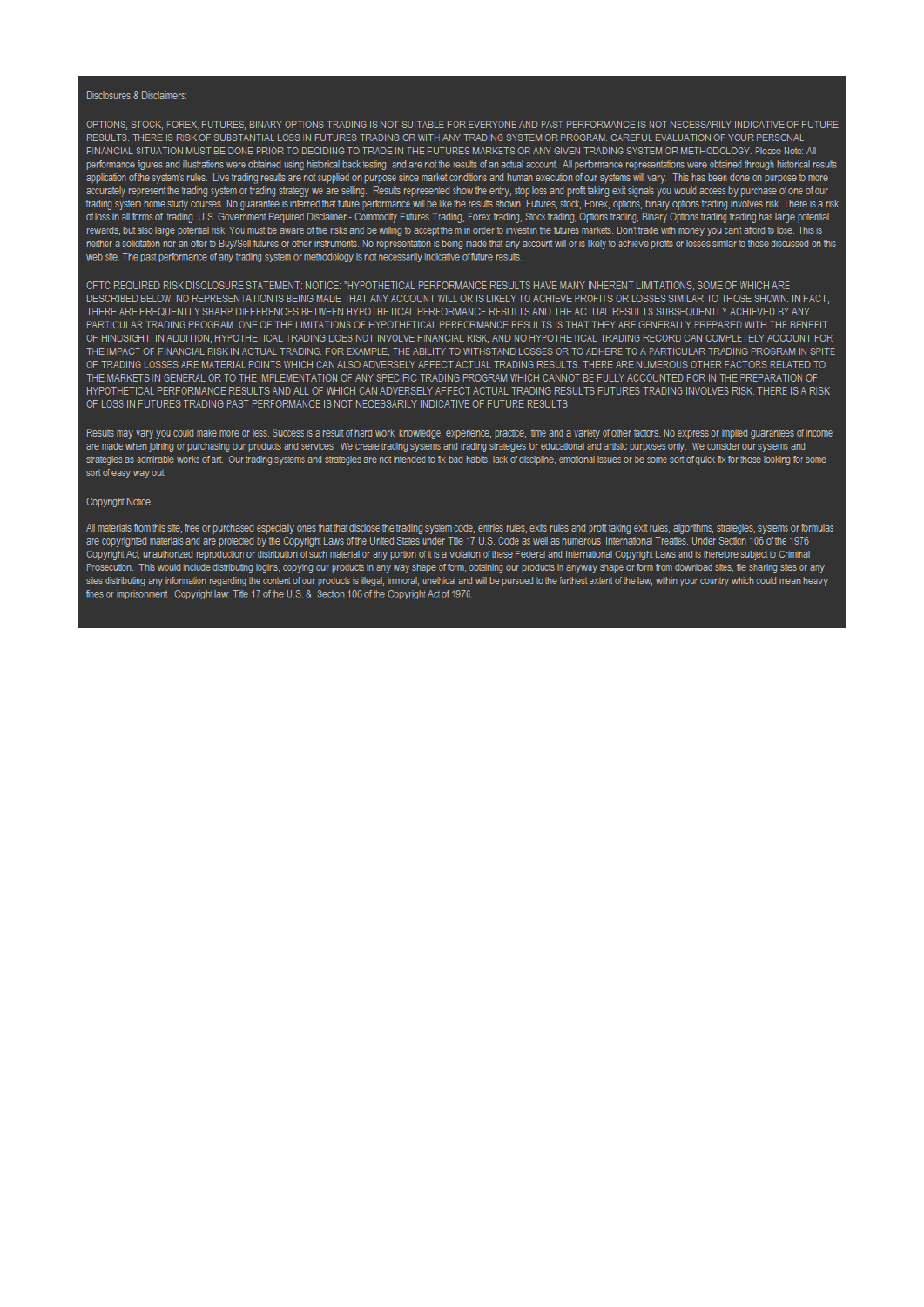Disclosures & Disclaimers:

OPTIONS, STOCK, FOREX, FUTURES, BINARY OPTIONS TRADING IS NOT SUITABLE FOR EVERYONE AND PAST PERFORMANCE IS NOT NECESSARILY INDICATIVE OF FUTURE RESULTS. THERE IS RISK OF SUBSTANTIAL LOSS IN FUTURES TRADING OR WITH ANY TRADING SYSTEM OR PROGRAM. CAREFUL EVALUATION OF YOUR PERSONAL FINANCIAL SITUATION MUST BE DONE PRIOR TO DECIDING TO TRADE IN THE FUTURES MARKETS OR ANY GIVEN TRADING SYSTEM OR METHODOLOGY. Please Note: All performance figures and illustrations were obtained using historical back testing and are not the results of an actual account. All performance representations were obtained through historical results application of the system's rules. Live trading results are not supplied on purpose since market conditions and human execution of our systems will vary. This has been done on purpose to more accurately represent the trading system or trading strategy we are selling. Results represented show the entry, stop loss and profit taking exit signals you would access by purchase of one of our trading system home study courses. No guarantee is inferred that future performance will be like the results shown. Futures, stock, Forex, options, binary options trading involves risk. There is a risk of loss in all forms of trading. U.S. Government Required Disclaimer - Commodity Futures Trading, Forex trading, Stock trading, Options trading, Binary Options trading trading has large potential rewards, but also large potential risk. You must be aware of the risks and be willing to accept them in order to invest in the futures markets. Don't trade with money you can't afford to lose. This is neither a solicitation nor an offer to Buy/Sell futures or other instruments. No representation is being made that any account will or is likely to achieve profits or losses similar to those discussed on this web site. The past performance of any trading system or methodology is not necessarily indicative of future results.

CFTC REQUIRED RISK DISCLOSURE STATEMENT: NOTICE: "HYPOTHETICAL PERFORMANCE RESULTS HAVE MANY INHERENT LIMITATIONS, SOME OF WHICH ARE DESCRIBED BELOW. NO REPRESENTATION IS BEING MADE THAT ANY ACCOUNT WILL OR IS LIKELY TO ACHIEVE PROFITS OR LOSSES SIMILAR TO THOSE SHOWN. IN FACT, THERE ARE FREQUENTLY SHARP DIFFERENCES BETWEEN HYPOTHETICAL PERFORMANCE RESULTS AND THE ACTUAL RESULTS SUBSEQUENTLY ACHIEVED BY ANY PARTICULAR TRADING PROGRAM. ONE OF THE LIMITATIONS OF HYPOTHETICAL PERFORMANCE RESULTS IS THAT THEY ARE GENERALLY PREPARED WITH THE BENEFIT OF HINDSIGHT. IN ADDITION, HYPOTHETICAL TRADING DOES NOT INVOLVE FINANCIAL RISK, AND NO HYPOTHETICAL TRADING RECORD CAN COMPLETELY ACCOUNT FOR THE IMPACT OF FINANCIAL RISK IN ACTUAL TRADING. FOR EXAMPLE, THE ABILITY TO WITHSTAND LOSSES OR TO ADHERE TO A PARTICULAR TRADING PROGRAM IN SPITE OF TRADING LOSSES ARE MATERIAL POINTS WHICH CAN ALSO ADVERSELY AFFECT ACTUAL TRADING RESULTS. THERE ARE NUMEROUS OTHER FACTORS RELATED TO THE MARKETS IN GENERAL OR TO THE IMPLEMENTATION OF ANY SPECIFIC TRADING PROGRAM WHICH CANNOT BE FULLY ACCOUNTED FOR IN THE PREPARATION OF HYPOTHETICAL PERFORMANCE RESULTS AND ALL OF WHICH CAN ADVERSELY AFFECT ACTUAL TRADING RESULTS FUTURES TRADING INVOLVES RISK. THERE IS A RISK OF LOSS IN FUTURES TRADING PAST PERFORMANCE IS NOT NECESSARILY INDICATIVE OF FUTURE RESULTS

Results may vary you could make more or less. Success is a result of hard work, knowledge, experience, practice, time and a variety of other factors. No express or implied guarantees of income are made when joining or purchasing our products and services. We create trading systems and trading strategies for educational and artistic purposes only. We consider our systems and strategies as admirable works of art. Our trading systems and strategies are not intended to fix bad habits, lack of discipline, emotional issues or be some sort of quick fix for those looking for some sort of easy way out.

Copyright Notice

All materials from this site, free or purchased especially ones that that disclose the trading system code, entries rules, exits rules and profit taking exit rules, algorithms, strategies, systems or formulas are copyrighted materials and are protected by the Copyright Laws of the United States under Title 17 U.S. Code as well as numerous International Treaties. Under Section 106 of the 1976 Copyright Act, unauthorized reproduction or distribution of such material or any portion of it is a violation of these Federal and International Copyright Laws and is therefore subject to Criminal Prosecution. This would include distributing logins, copying our products in any way shape of form, obtaining our products in anyway shape or form from download sites, file sharing sites or any sites distributing any information regarding the content of our products is illegal, immoral, unethical and will be pursued to the furthest extent of the law, within your country which could mean heavy fines or imprisonment. Copyright law: Title 17 of the U.S. & Section 106 of the Copyright Act of 1976.